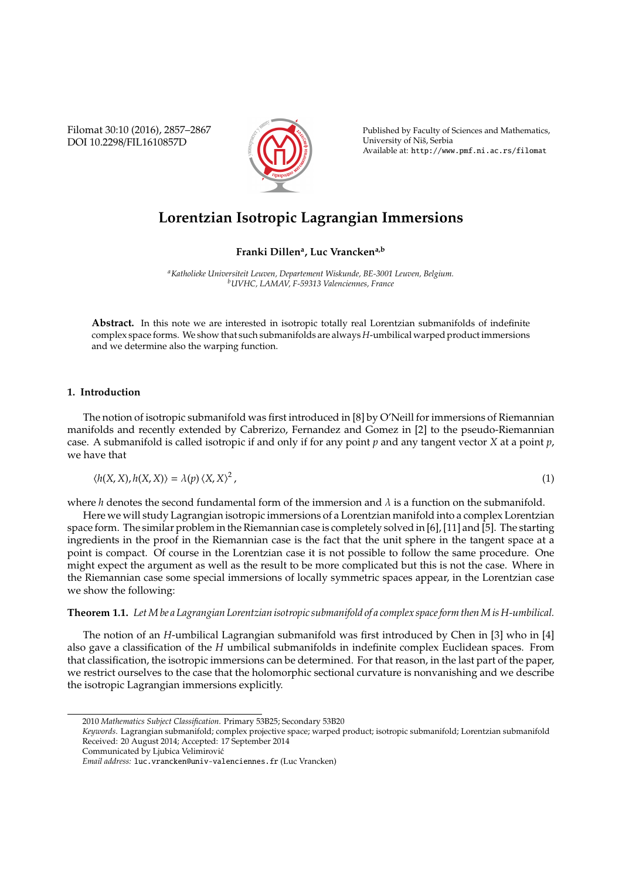# Lorentzian Isotropic Lagrangian Immersions

**Franki Dillen[a], Luc Vrancken[a,b]**

*[a]Katholieke Universiteit Leuven, Departement Wiskunde, BE-3001 Leuven, Belgium.*
*[b]UVHC, LAMAV, F-59313 Valenciennes, France*

**Abstract.** In this note we are interested in isotropic totally real Lorentzian submanifolds of indefinite complex space forms. We show that such submanifolds are always $H$-umbilical warped product immersions and we determine also the warping function.

## 1. Introduction

The notion of isotropic submanifold was first introduced in [8] by O'Neill for immersions of Riemannian manifolds and recently extended by Cabrerizo, Fernandez and Gomez in [2] to the pseudo-Riemannian case. A submanifold is called isotropic if and only if for any point $p$ and any tangent vector $X$ at a point $p$, we have that

$$\langle h(X, X), h(X, X)\rangle = \lambda(p) \langle X, X\rangle^2 , \tag{1}$$

where $h$ denotes the second fundamental form of the immersion and $\lambda$ is a function on the submanifold.

Here we will study Lagrangian isotropic immersions of a Lorentzian manifold into a complex Lorentzian space form. The similar problem in the Riemannian case is completely solved in [6], [11] and [5]. The starting ingredients in the proof in the Riemannian case is the fact that the unit sphere in the tangent space at a point is compact. Of course in the Lorentzian case it is not possible to follow the same procedure. One might expect the argument as well as the result to be more complicated but this is not the case. Where in the Riemannian case some special immersions of locally symmetric spaces appear, in the Lorentzian case we show the following:

**Theorem 1.1.** *Let $M$ be a Lagrangian Lorentzian isotropic submanifold of a complex space form then $M$ is $H$-umbilical.*

The notion of an $H$-umbilical Lagrangian submanifold was first introduced by Chen in [3] who in [4] also gave a classification of the $H$ umbilical submanifolds in indefinite complex Euclidean spaces. From that classification, the isotropic immersions can be determined. For that reason, in the last part of the paper, we restrict ourselves to the case that the holomorphic sectional curvature is nonvanishing and we describe the isotropic Lagrangian immersions explicitly.

---

2010 *Mathematics Subject Classification.* Primary 53B25; Secondary 53B20

*Keywords.* Lagrangian submanifold; complex projective space; warped product; isotropic submanifold; Lorentzian submanifold

Received: 20 August 2014; Accepted: 17 September 2014

Communicated by Ljubica Velimirović

*Email address:* luc.vrancken@univ-valenciennes.fr (Luc Vrancken)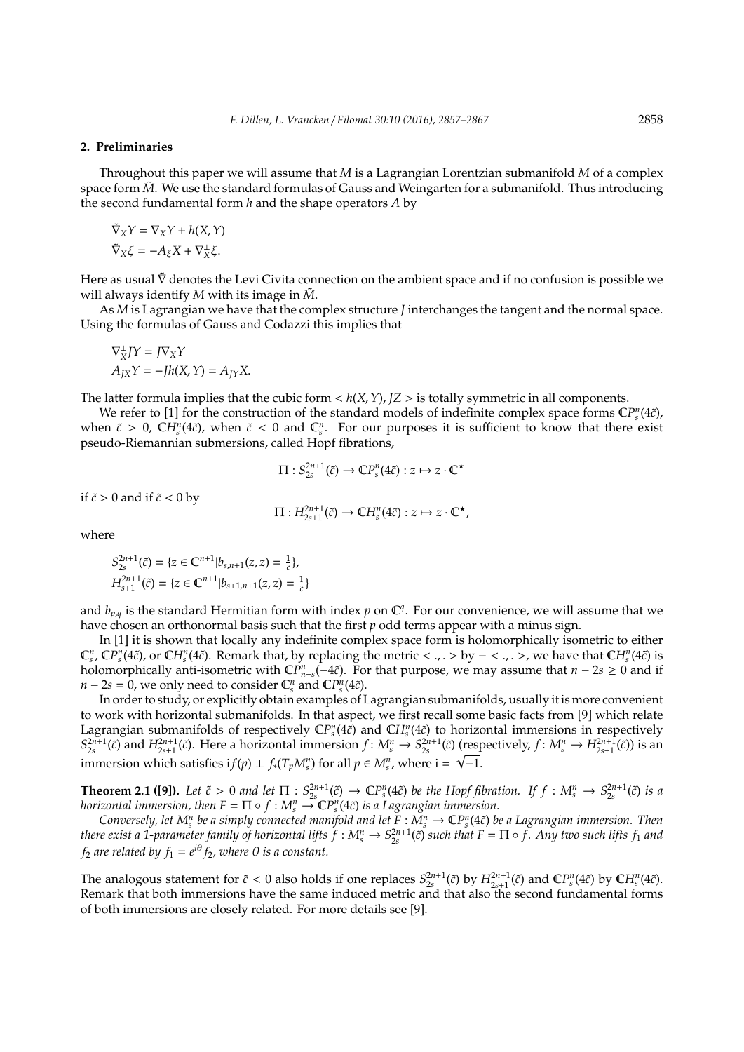## 2. Preliminaries

Throughout this paper we will assume that $M$ is a Lagrangian Lorentzian submanifold $M$ of a complex space form $\tilde{M}$. We use the standard formulas of Gauss and Weingarten for a submanifold. Thus introducing the second fundamental form $h$ and the shape operators $A$ by

$$\tilde{\nabla}_X Y = \nabla_X Y + h(X, Y)$$
$$\tilde{\nabla}_X \xi = -A_\xi X + \nabla^\perp_X \xi.$$

Here as usual $\tilde{\nabla}$ denotes the Levi Civita connection on the ambient space and if no confusion is possible we will always identify $M$ with its image in $\tilde{M}$.

As $M$ is Lagrangian we have that the complex structure $J$ interchanges the tangent and the normal space. Using the formulas of Gauss and Codazzi this implies that

$$\nabla^\perp_X JY = J\nabla_X Y$$
$$A_{JX} Y = -Jh(X, Y) = A_{JY} X.$$

The latter formula implies that the cubic form $< h(X, Y), JZ >$ is totally symmetric in all components.

We refer to [1] for the construction of the standard models of indefinite complex space forms $\mathbb{C}P^n_s(4\tilde{c})$, when $\tilde{c} > 0$, $\mathbb{C}H^n_s(4\tilde{c})$, when $\tilde{c} < 0$ and $\mathbb{C}^n_s$. For our purposes it is sufficient to know that there exist pseudo-Riemannian submersions, called Hopf fibrations,

$$\Pi : S^{2n+1}_{2s}(\tilde{c}) \to \mathbb{C}P^n_s(4\tilde{c}) : z \mapsto z \cdot \mathbb{C}^\star$$

if $\tilde{c} > 0$ and if $\tilde{c} < 0$ by

$$\Pi : H^{2n+1}_{2s+1}(\tilde{c}) \to \mathbb{C}H^n_s(4\tilde{c}) : z \mapsto z \cdot \mathbb{C}^\star,$$

where

$$S^{2n+1}_{2s}(\tilde{c}) = \{z \in \mathbb{C}^{n+1} | b_{s,n+1}(z, z) = \tfrac{1}{\tilde{c}}\},$$
$$H^{2n+1}_{s+1}(\tilde{c}) = \{z \in \mathbb{C}^{n+1} | b_{s+1,n+1}(z, z) = \tfrac{1}{\tilde{c}}\}$$

and $b_{p,q}$ is the standard Hermitian form with index $p$ on $\mathbb{C}^q$. For our convenience, we will assume that we have chosen an orthonormal basis such that the first $p$ odd terms appear with a minus sign.

In [1] it is shown that locally any indefinite complex space form is holomorphically isometric to either $\mathbb{C}^n_s$, $\mathbb{C}P^n_s(4\tilde{c})$, or $\mathbb{C}H^n_s(4\tilde{c})$. Remark that, by replacing the metric $< .,. >$ by $- < .,. >$, we have that $\mathbb{C}H^n_s(4\tilde{c})$ is holomorphically anti-isometric with $\mathbb{C}P^n_{n-s}(-4\tilde{c})$. For that purpose, we may assume that $n - 2s \geq 0$ and if $n - 2s = 0$, we only need to consider $\mathbb{C}^n_s$ and $\mathbb{C}P^n_s(4\tilde{c})$.

In order to study, or explicitly obtain examples of Lagrangian submanifolds, usually it is more convenient to work with horizontal submanifolds. In that aspect, we first recall some basic facts from [9] which relate Lagrangian submanifolds of respectively $\mathbb{C}P^n_s(4\tilde{c})$ and $\mathbb{C}H^n_s(4\tilde{c})$ to horizontal immersions in respectively $S^{2n+1}_{2s}(\tilde{c})$ and $H^{2n+1}_{2s+1}(\tilde{c})$. Here a horizontal immersion $f : M^n_s \to S^{2n+1}_{2s}(\tilde{c})$ (respectively, $f : M^n_s \to H^{2n+1}_{2s+1}(\tilde{c})$) is an immersion which satisfies $\mathrm{i}f(p) \perp f_*(T_p M^n_s)$ for all $p \in M^n_s$, where $\mathrm{i} = \sqrt{-1}$.

**Theorem 2.1 ([9]).** *Let $\tilde{c} > 0$ and let $\Pi : S^{2n+1}_{2s}(\tilde{c}) \to \mathbb{C}P^n_s(4\tilde{c})$ be the Hopf fibration. If $f : M^n_s \to S^{2n+1}_{2s}(\tilde{c})$ is a horizontal immersion, then $F = \Pi \circ f : M^n_s \to \mathbb{C}P^n_s(4\tilde{c})$ is a Lagrangian immersion.*

*Conversely, let $M^n_s$ be a simply connected manifold and let $F : M^n_s \to \mathbb{C}P^n_s(4\tilde{c})$ be a Lagrangian immersion. Then there exist a 1-parameter family of horizontal lifts $f : M^n_s \to S^{2n+1}_{2s}(\tilde{c})$ such that $F = \Pi \circ f$. Any two such lifts $f_1$ and $f_2$ are related by $f_1 = e^{i\theta} f_2$, where $\theta$ is a constant.*

The analogous statement for $\tilde{c} < 0$ also holds if one replaces $S^{2n+1}_{2s}(\tilde{c})$ by $H^{2n+1}_{2s+1}(\tilde{c})$ and $\mathbb{C}P^n_s(4\tilde{c})$ by $\mathbb{C}H^n_s(4\tilde{c})$. Remark that both immersions have the same induced metric and that also the second fundamental forms of both immersions are closely related. For more details see [9].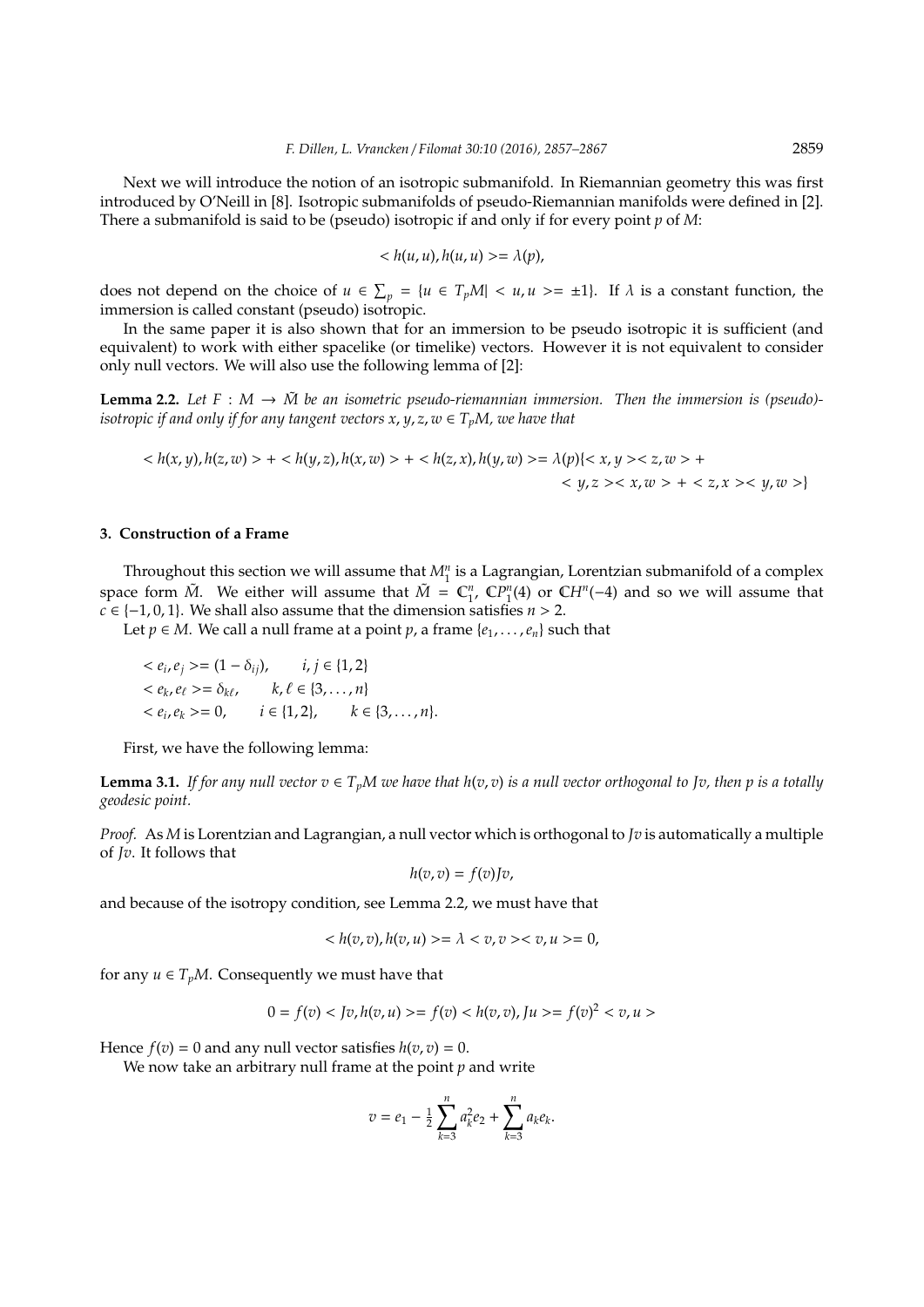Next we will introduce the notion of an isotropic submanifold. In Riemannian geometry this was first introduced by O'Neill in [8]. Isotropic submanifolds of pseudo-Riemannian manifolds were defined in [2]. There a submanifold is said to be (pseudo) isotropic if and only if for every point $p$ of $M$:

$$< h(u, u), h(u, u) >= \lambda(p),$$

does not depend on the choice of $u \in \sum_p = \{u \in T_pM| < u, u >= \pm 1\}$. If $\lambda$ is a constant function, the immersion is called constant (pseudo) isotropic.

In the same paper it is also shown that for an immersion to be pseudo isotropic it is sufficient (and equivalent) to work with either spacelike (or timelike) vectors. However it is not equivalent to consider only null vectors. We will also use the following lemma of [2]:

**Lemma 2.2.** *Let $F : M \to \tilde{M}$ be an isometric pseudo-riemannian immersion. Then the immersion is (pseudo)-isotropic if and only if for any tangent vectors $x, y, z, w \in T_pM$, we have that*

$$\begin{aligned} < h(x, y), h(z, w) > + < h(y, z), h(x, w) > + < h(z, x), h(y, w) >= \lambda(p)\{< x, y >< z, w > + \\ < y, z >< x, w > + < z, x >< y, w >\} \end{aligned}$$

## 3. Construction of a Frame

Throughout this section we will assume that $M_1^n$ is a Lagrangian, Lorentzian submanifold of a complex space form $\tilde{M}$. We either will assume that $\tilde{M} = \mathbb{C}_1^n$, $\mathbb{C}P_1^n(4)$ or $\mathbb{C}H^n(-4)$ and so we will assume that $c \in \{-1, 0, 1\}$. We shall also assume that the dimension satisfies $n > 2$.

Let $p \in M$. We call a null frame at a point $p$, a frame $\{e_1, \ldots, e_n\}$ such that

$$\begin{aligned} &< e_i, e_j >= (1 - \delta_{ij}), \qquad i, j \in \{1, 2\} \\ &< e_k, e_\ell >= \delta_{k\ell}, \qquad k, \ell \in \{3, \ldots, n\} \\ &< e_i, e_k >= 0, \qquad i \in \{1, 2\}, \qquad k \in \{3, \ldots, n\}. \end{aligned}$$

First, we have the following lemma:

**Lemma 3.1.** *If for any null vector $v \in T_pM$ we have that $h(v, v)$ is a null vector orthogonal to $Jv$, then $p$ is a totally geodesic point.*

*Proof.* As $M$ is Lorentzian and Lagrangian, a null vector which is orthogonal to $Jv$ is automatically a multiple of $Jv$. It follows that

$$h(v, v) = f(v)Jv,$$

and because of the isotropy condition, see Lemma 2.2, we must have that

$$< h(v, v), h(v, u) >= \lambda < v, v >< v, u >= 0,$$

for any $u \in T_pM$. Consequently we must have that

$$0 = f(v) < Jv, h(v, u) >= f(v) < h(v, v), Ju >= f(v)^2 < v, u >$$

Hence $f(v) = 0$ and any null vector satisfies $h(v, v) = 0$.

We now take an arbitrary null frame at the point $p$ and write

$$v = e_1 - \tfrac{1}{2} \sum_{k=3}^{n} a_k^2 e_2 + \sum_{k=3}^{n} a_k e_k.$$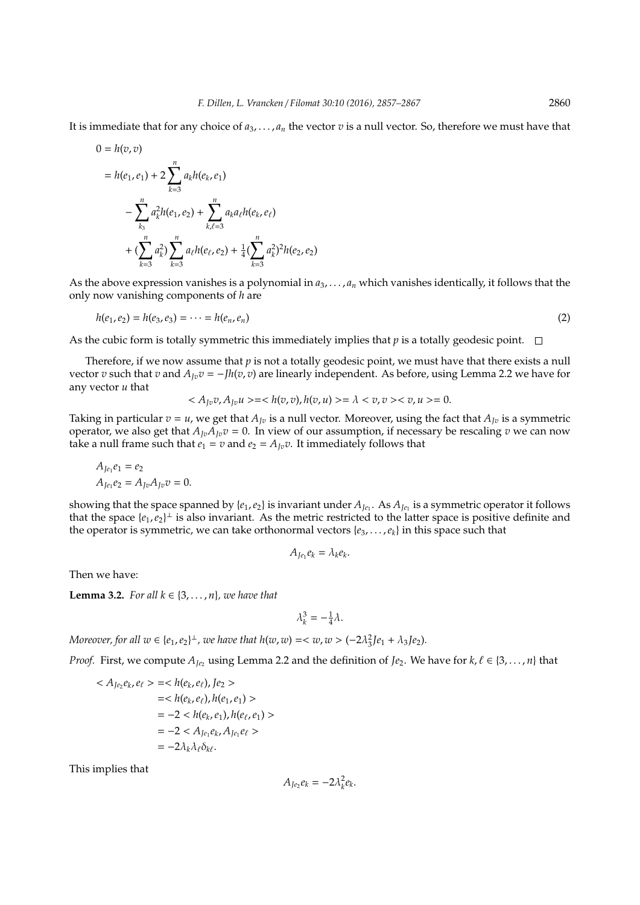It is immediate that for any choice of $a_3, \dots, a_n$ the vector $v$ is a null vector. So, therefore we must have that

$$
\begin{aligned}
0 &= h(v, v) \\
&= h(e_1, e_1) + 2\sum_{k=3}^{n} a_k h(e_k, e_1) \\
&\quad - \sum_{k_3}^{n} a_k^2 h(e_1, e_2) + \sum_{k,\ell=3}^{n} a_k a_\ell h(e_k, e_\ell) \\
&\quad + (\sum_{k=3}^{n} a_k^2) \sum_{k=3}^{n} a_\ell h(e_\ell, e_2) + \tfrac{1}{4}(\sum_{k=3}^{n} a_k^2)^2 h(e_2, e_2)
\end{aligned}
$$

As the above expression vanishes is a polynomial in $a_3, \dots, a_n$ which vanishes identically, it follows that the only now vanishing components of $h$ are

$$h(e_1, e_2) = h(e_3, e_3) = \cdots = h(e_n, e_n) \tag{2}$$

As the cubic form is totally symmetric this immediately implies that $p$ is a totally geodesic point. □

Therefore, if we now assume that $p$ is not a totally geodesic point, we must have that there exists a null vector $v$ such that $v$ and $A_{Jv}v = -Jh(v, v)$ are linearly independent. As before, using Lemma 2.2 we have for any vector $u$ that

$$< A_{Jv}v, A_{Jv}u > = < h(v, v), h(v, u) > = \lambda < v, v >< v, u > = 0.$$

Taking in particular $v = u$, we get that $A_{Jv}$ is a null vector. Moreover, using the fact that $A_{Jv}$ is a symmetric operator, we also get that $A_{Jv}A_{Jv}v = 0$. In view of our assumption, if necessary be rescaling $v$ we can now take a null frame such that $e_1 = v$ and $e_2 = A_{Jv}v$. It immediately follows that

$$
\begin{aligned}
A_{Je_1}e_1 &= e_2 \\
A_{Je_1}e_2 &= A_{Jv}A_{Jv}v = 0.
\end{aligned}
$$

showing that the space spanned by $\{e_1, e_2\}$ is invariant under $A_{Je_1}$. As $A_{Je_1}$ is a symmetric operator it follows that the space $\{e_1, e_2\}^\perp$ is also invariant. As the metric restricted to the latter space is positive definite and the operator is symmetric, we can take orthonormal vectors $\{e_3, \dots, e_k\}$ in this space such that

$$A_{Je_1}e_k = \lambda_k e_k.$$

Then we have:

**Lemma 3.2.** *For all $k \in \{3, \dots, n\}$, we have that*

$$\lambda_k^3 = -\tfrac{1}{4}\lambda.$$

*Moreover, for all $w \in \{e_1, e_2\}^\perp$, we have that $h(w, w) = < w, w > (-2\lambda_3^2 Je_1 + \lambda_3 Je_2)$.*

*Proof.* First, we compute $A_{Je_2}$ using Lemma 2.2 and the definition of $Je_2$. We have for $k, \ell \in \{3, \dots, n\}$ that

$$
\begin{aligned}
< A_{Je_2}e_k, e_\ell > &= < h(e_k, e_\ell), Je_2 > \\
&= < h(e_k, e_\ell), h(e_1, e_1) > \\
&= -2 < h(e_k, e_1), h(e_\ell, e_1) > \\
&= -2 < A_{Je_1}e_k, A_{Je_1}e_\ell > \\
&= -2\lambda_k \lambda_\ell \delta_{k\ell}.
\end{aligned}
$$

This implies that

$$A_{Je_2}e_k = -2\lambda_k^2 e_k.$$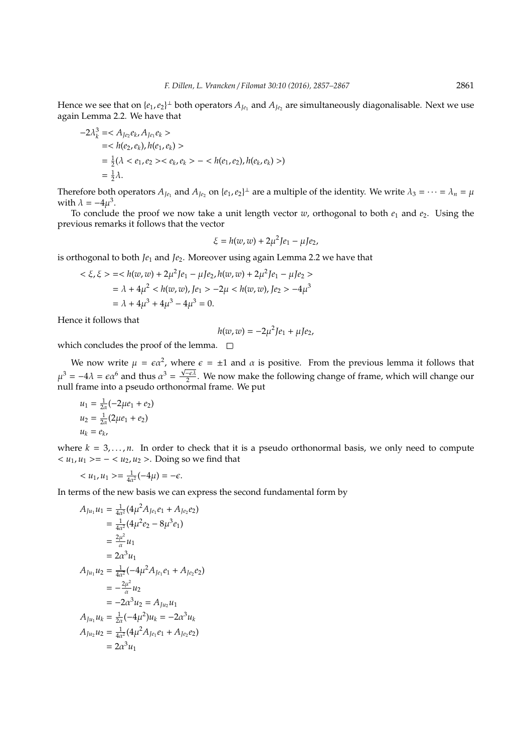Hence we see that on $\{e_1, e_2\}^\perp$ both operators $A_{Je_1}$ and $A_{Je_2}$ are simultaneously diagonalisable. Next we use again Lemma 2.2. We have that

$$
\begin{aligned}
-2\lambda_k^3 &= < A_{Je_2} e_k, A_{Je_1} e_k > \\
&= < h(e_2, e_k), h(e_1, e_k) > \\
&= \tfrac{1}{2}(\lambda < e_1, e_2 >< e_k, e_k > - < h(e_1, e_2), h(e_k, e_k) >) \\
&= \tfrac{1}{2}\lambda.
\end{aligned}
$$

Therefore both operators $A_{Je_1}$ and $A_{Je_2}$ on $\{e_1, e_2\}^\perp$ are a multiple of the identity. We write $\lambda_3 = \cdots = \lambda_n = \mu$ with $\lambda = -4\mu^3$.

To conclude the proof we now take a unit length vector $w$, orthogonal to both $e_1$ and $e_2$. Using the previous remarks it follows that the vector

$$
\xi = h(w, w) + 2\mu^2 Je_1 - \mu Je_2,
$$

is orthogonal to both $Je_1$ and $Je_2$. Moreover using again Lemma 2.2 we have that

$$
\begin{aligned}
< \xi, \xi > &= < h(w, w) + 2\mu^2 Je_1 - \mu Je_2, h(w, w) + 2\mu^2 Je_1 - \mu Je_2 > \\
&= \lambda + 4\mu^2 < h(w, w), Je_1 > -2\mu < h(w, w), Je_2 > -4\mu^3 \\
&= \lambda + 4\mu^3 + 4\mu^3 - 4\mu^3 = 0.
\end{aligned}
$$

Hence it follows that

$$
h(w, w) = -2\mu^2 Je_1 + \mu Je_2,
$$

which concludes the proof of the lemma. $\square$

We now write $\mu = \epsilon\alpha^2$, where $\epsilon = \pm 1$ and $\alpha$ is positive. From the previous lemma it follows that $\mu^3 = -4\lambda = \epsilon\alpha^6$ and thus $\alpha^3 = \frac{\sqrt{-\epsilon\lambda}}{2}$. We now make the following change of frame, which will change our null frame into a pseudo orthonormal frame. We put

$$
\begin{aligned}
u_1 &= \tfrac{1}{2\alpha}(-2\mu e_1 + e_2) \\
u_2 &= \tfrac{1}{2\alpha}(2\mu e_1 + e_2) \\
u_k &= e_k,
\end{aligned}
$$

where $k = 3, \ldots, n$. In order to check that it is a pseudo orthonormal basis, we only need to compute $< u_1, u_1 >= - < u_2, u_2 >$. Doing so we find that

$$
< u_1, u_1 >= \tfrac{1}{4\alpha^2}(-4\mu) = -\epsilon.
$$

In terms of the new basis we can express the second fundamental form by

$$
\begin{aligned}
A_{Ju_1} u_1 &= \tfrac{1}{4\alpha^2}(4\mu^2 A_{Je_1} e_1 + A_{Je_2} e_2) \\
&= \tfrac{1}{4\alpha^2}(4\mu^2 e_2 - 8\mu^3 e_1) \\
&= \tfrac{2\mu^2}{\alpha} u_1 \\
&= 2\alpha^3 u_1 \\
A_{Ju_1} u_2 &= \tfrac{1}{4\alpha^2}(-4\mu^2 A_{Je_1} e_1 + A_{Je_2} e_2) \\
&= -\tfrac{2\mu^2}{\alpha} u_2 \\
&= -2\alpha^3 u_2 = A_{Ju_2} u_1 \\
A_{Ju_1} u_k &= \tfrac{1}{2\alpha}(-4\mu^2) u_k = -2\alpha^3 u_k \\
A_{Ju_2} u_2 &= \tfrac{1}{4\alpha^2}(4\mu^2 A_{Je_1} e_1 + A_{Je_2} e_2) \\
&= 2\alpha^3 u_1
\end{aligned}
$$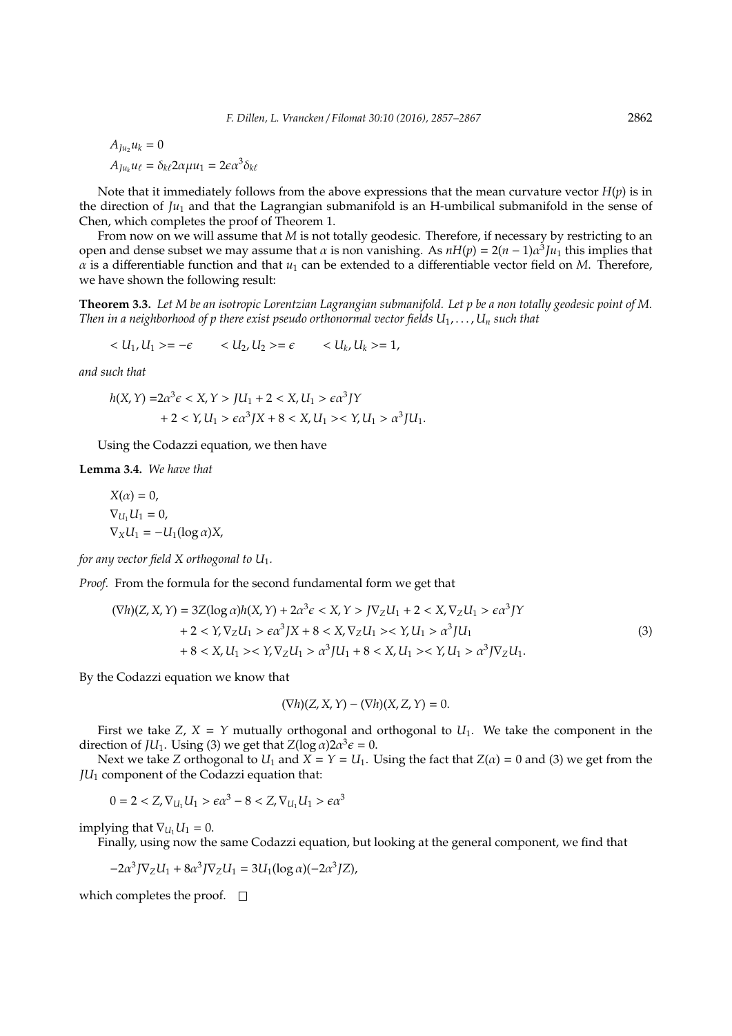$$A_{Ju_2}u_k = 0$$

$$A_{Ju_k}u_\ell = \delta_{k\ell}2\alpha\mu u_1 = 2\epsilon\alpha^3\delta_{k\ell}$$

Note that it immediately follows from the above expressions that the mean curvature vector $H(p)$ is in the direction of $Ju_1$ and that the Lagrangian submanifold is an H-umbilical submanifold in the sense of Chen, which completes the proof of Theorem 1.

From now on we will assume that $M$ is not totally geodesic. Therefore, if necessary by restricting to an open and dense subset we may assume that $\alpha$ is non vanishing. As $nH(p) = 2(n-1)\alpha^3 Ju_1$ this implies that $\alpha$ is a differentiable function and that $u_1$ can be extended to a differentiable vector field on $M$. Therefore, we have shown the following result:

**Theorem 3.3.** *Let $M$ be an isotropic Lorentzian Lagrangian submanifold. Let $p$ be a non totally geodesic point of $M$. Then in a neighborhood of $p$ there exist pseudo orthonormal vector fields $U_1, \ldots, U_n$ such that*

$$< U_1, U_1 >= -\epsilon \qquad < U_2, U_2 >= \epsilon \qquad < U_k, U_k >= 1,$$

*and such that*

$$\begin{aligned} h(X,Y) =& 2\alpha^3\epsilon < X, Y > JU_1 + 2 < X, U_1 > \epsilon\alpha^3 JY \\ &+ 2 < Y, U_1 > \epsilon\alpha^3 JX + 8 < X, U_1 >< Y, U_1 > \alpha^3 JU_1. \end{aligned}$$

Using the Codazzi equation, we then have

**Lemma 3.4.** *We have that*

$$X(\alpha) = 0,$$

$$\nabla_{U_1}U_1 = 0,$$

$$\nabla_X U_1 = -U_1(\log\alpha)X,$$

*for any vector field $X$ orthogonal to $U_1$.*

*Proof.* From the formula for the second fundamental form we get that

$$\begin{aligned} (\nabla h)(Z,X,Y) =& 3Z(\log\alpha)h(X,Y) + 2\alpha^3\epsilon < X, Y > J\nabla_Z U_1 + 2 < X, \nabla_Z U_1 > \epsilon\alpha^3 JY \\ &+ 2 < Y, \nabla_Z U_1 > \epsilon\alpha^3 JX + 8 < X, \nabla_Z U_1 >< Y, U_1 > \alpha^3 JU_1 \\ &+ 8 < X, U_1 >< Y, \nabla_Z U_1 > \alpha^3 JU_1 + 8 < X, U_1 >< Y, U_1 > \alpha^3 J\nabla_Z U_1. \end{aligned} \tag{3}$$

By the Codazzi equation we know that

$$(\nabla h)(Z,X,Y) - (\nabla h)(X,Z,Y) = 0.$$

First we take $Z$, $X = Y$ mutually orthogonal and orthogonal to $U_1$. We take the component in the direction of $JU_1$. Using (3) we get that $Z(\log\alpha)2\alpha^3\epsilon = 0$.

Next we take $Z$ orthogonal to $U_1$ and $X = Y = U_1$. Using the fact that $Z(\alpha) = 0$ and (3) we get from the $JU_1$ component of the Codazzi equation that:

$$0 = 2 < Z, \nabla_{U_1}U_1 > \epsilon\alpha^3 - 8 < Z, \nabla_{U_1}U_1 > \epsilon\alpha^3$$

implying that $\nabla_{U_1}U_1 = 0$.

Finally, using now the same Codazzi equation, but looking at the general component, we find that

$$-2\alpha^3 J\nabla_Z U_1 + 8\alpha^3 J\nabla_Z U_1 = 3U_1(\log\alpha)(-2\alpha^3 JZ),$$

which completes the proof. □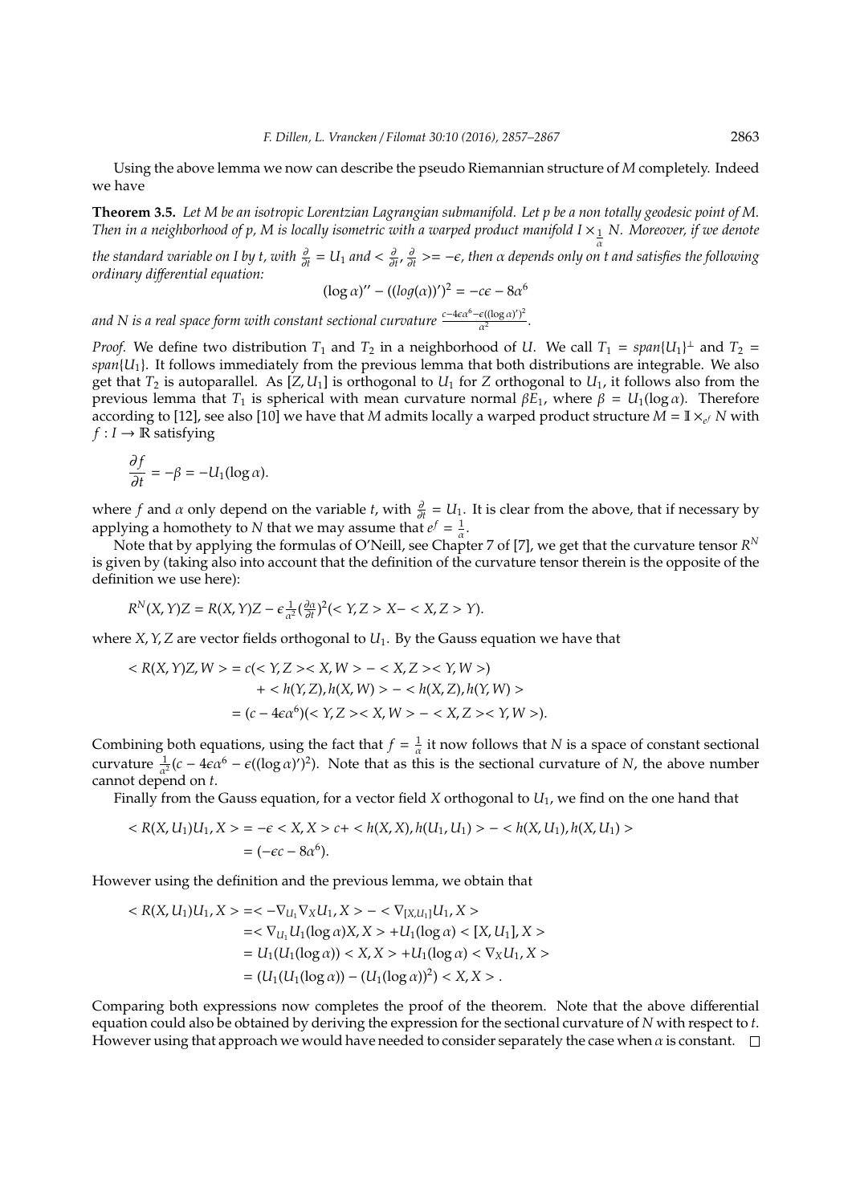Using the above lemma we now can describe the pseudo Riemannian structure of $M$ completely. Indeed we have

**Theorem 3.5.** *Let $M$ be an isotropic Lorentzian Lagrangian submanifold. Let $p$ be a non totally geodesic point of $M$. Then in a neighborhood of $p$, $M$ is locally isometric with a warped product manifold $I \times_{\frac{1}{\alpha}} N$. Moreover, if we denote the standard variable on $I$ by $t$, with $\frac{\partial}{\partial t} = U_1$ and $<\frac{\partial}{\partial t}, \frac{\partial}{\partial t}>= -\epsilon$, then $\alpha$ depends only on $t$ and satisfies the following ordinary differential equation:*

$$(\log \alpha)'' - ((log(\alpha))')^2 = -c\epsilon - 8\alpha^6$$

*and $N$ is a real space form with constant sectional curvature $\frac{c-4\epsilon\alpha^6-\epsilon((\log\alpha)')^2}{\alpha^2}$.*

*Proof.* We define two distribution $T_1$ and $T_2$ in a neighborhood of $U$. We call $T_1 = span\{U_1\}^\perp$ and $T_2 = span\{U_1\}$. It follows immediately from the previous lemma that both distributions are integrable. We also get that $T_2$ is autoparallel. As $[Z, U_1]$ is orthogonal to $U_1$ for $Z$ orthogonal to $U_1$, it follows also from the previous lemma that $T_1$ is spherical with mean curvature normal $\beta E_1$, where $\beta = U_1(\log \alpha)$. Therefore according to [12], see also [10] we have that $M$ admits locally a warped product structure $M = \mathbb{I} \times_{e^f} N$ with $f : I \to \mathbb{R}$ satisfying

$$\frac{\partial f}{\partial t} = -\beta = -U_1(\log \alpha).$$

where $f$ and $\alpha$ only depend on the variable $t$, with $\frac{\partial}{\partial t} = U_1$. It is clear from the above, that if necessary by applying a homothety to $N$ that we may assume that $e^f = \frac{1}{\alpha}$.

Note that by applying the formulas of O'Neill, see Chapter 7 of [7], we get that the curvature tensor $R^N$ is given by (taking also into account that the definition of the curvature tensor therein is the opposite of the definition we use here):

$$R^N(X, Y)Z = R(X, Y)Z - \epsilon \frac{1}{\alpha^2}\left(\frac{\partial \alpha}{\partial t}\right)^2 (< Y, Z > X- < X, Z > Y).$$

where $X, Y, Z$ are vector fields orthogonal to $U_1$. By the Gauss equation we have that

$$\begin{aligned}
< R(X, Y)Z, W > &= c(< Y, Z >< X, W > - < X, Z >< Y, W >) \\
&\quad + < h(Y, Z), h(X, W) > - < h(X, Z), h(Y, W) > \\
&= (c - 4\epsilon\alpha^6)(< Y, Z >< X, W > - < X, Z >< Y, W >).
\end{aligned}$$

Combining both equations, using the fact that $f = \frac{1}{\alpha}$ it now follows that $N$ is a space of constant sectional curvature $\frac{1}{\alpha^2}(c - 4\epsilon\alpha^6 - \epsilon((\log \alpha)')^2)$. Note that as this is the sectional curvature of $N$, the above number cannot depend on $t$.

Finally from the Gauss equation, for a vector field $X$ orthogonal to $U_1$, we find on the one hand that

$$\begin{aligned}
< R(X, U_1)U_1, X > &= -\epsilon < X, X > c+ < h(X, X), h(U_1, U_1) > - < h(X, U_1), h(X, U_1) > \\
&= (-\epsilon c - 8\alpha^6).
\end{aligned}$$

However using the definition and the previous lemma, we obtain that

$$\begin{aligned}
< R(X, U_1)U_1, X > &=< -\nabla_{U_1}\nabla_X U_1, X > - < \nabla_{[X,U_1]}U_1, X > \\
&=< \nabla_{U_1} U_1(\log \alpha)X, X > +U_1(\log \alpha) < [X, U_1], X > \\
&= U_1(U_1(\log \alpha)) < X, X > +U_1(\log \alpha) < \nabla_X U_1, X > \\
&= (U_1(U_1(\log \alpha)) - (U_1(\log \alpha))^2) < X, X > .
\end{aligned}$$

Comparing both expressions now completes the proof of the theorem. Note that the above differential equation could also be obtained by deriving the expression for the sectional curvature of $N$ with respect to $t$. However using that approach we would have needed to consider separately the case when $\alpha$ is constant. $\square$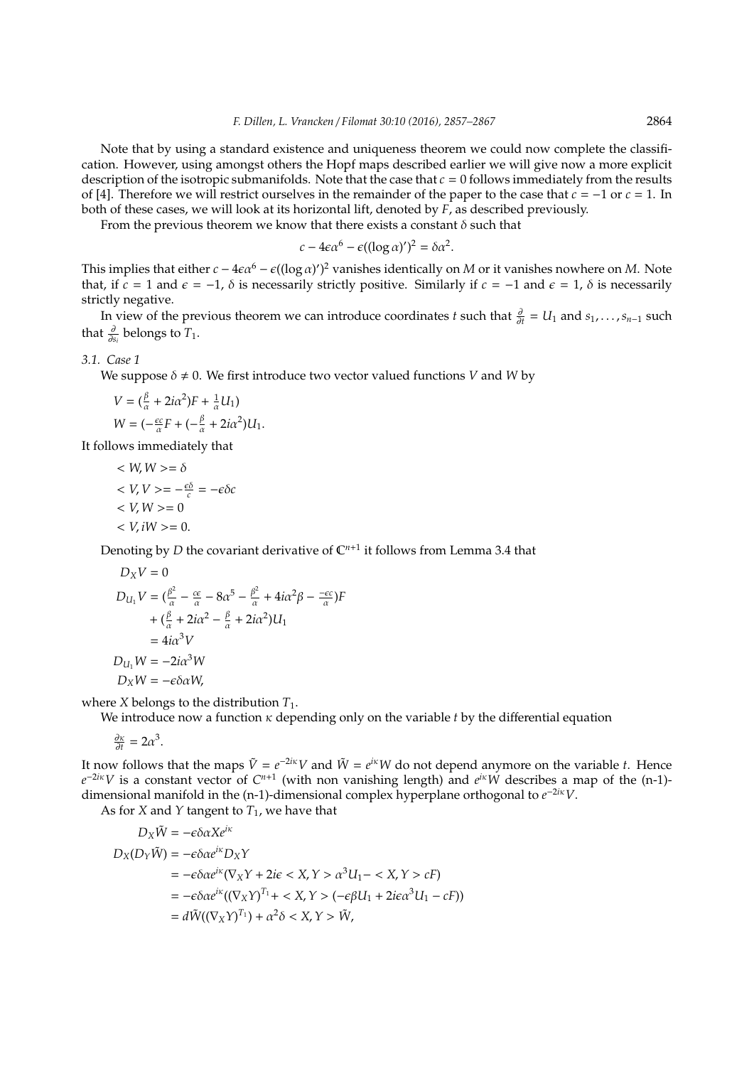Note that by using a standard existence and uniqueness theorem we could now complete the classification. However, using amongst others the Hopf maps described earlier we will give now a more explicit description of the isotropic submanifolds. Note that the case that $c = 0$ follows immediately from the results of [4]. Therefore we will restrict ourselves in the remainder of the paper to the case that $c = -1$ or $c = 1$. In both of these cases, we will look at its horizontal lift, denoted by $F$, as described previously.

From the previous theorem we know that there exists a constant $\delta$ such that

$$c - 4\epsilon\alpha^6 - \epsilon((\log\alpha)')^2 = \delta\alpha^2.$$

This implies that either $c - 4\epsilon\alpha^6 - \epsilon((\log\alpha)')^2$ vanishes identically on $M$ or it vanishes nowhere on $M$. Note that, if $c = 1$ and $\epsilon = -1$, $\delta$ is necessarily strictly positive. Similarly if $c = -1$ and $\epsilon = 1$, $\delta$ is necessarily strictly negative.

In view of the previous theorem we can introduce coordinates $t$ such that $\frac{\partial}{\partial t} = U_1$ and $s_1, \dots, s_{n-1}$ such that $\frac{\partial}{\partial s_i}$ belongs to $T_1$.

*3.1. Case 1*

We suppose $\delta \neq 0$. We first introduce two vector valued functions $V$ and $W$ by

$$V = (\tfrac{\beta}{\alpha} + 2i\alpha^2)F + \tfrac{1}{\alpha}U_1)$$
$$W = (-\tfrac{\epsilon c}{\alpha}F + (-\tfrac{\beta}{\alpha} + 2i\alpha^2)U_1.$$

It follows immediately that

$$< W, W >= \delta$$
$$< V, V >= -\tfrac{\epsilon\delta}{c} = -\epsilon\delta c$$
$$< V, W >= 0$$
$$< V, iW >= 0.$$

Denoting by $D$ the covariant derivative of $\mathbb{C}^{n+1}$ it follows from Lemma 3.4 that

$$\begin{aligned}
D_X V &= 0\\
D_{U_1} V &= (\tfrac{\beta^2}{\alpha} - \tfrac{c\epsilon}{\alpha} - 8\alpha^5 - \tfrac{\beta^2}{\alpha} + 4i\alpha^2\beta - \tfrac{-\epsilon c}{\alpha})F\\
&\quad + (\tfrac{\beta}{\alpha} + 2i\alpha^2 - \tfrac{\beta}{\alpha} + 2i\alpha^2)U_1\\
&= 4i\alpha^3 V\\
D_{U_1} W &= -2i\alpha^3 W\\
D_X W &= -\epsilon\delta\alpha W,
\end{aligned}$$

where $X$ belongs to the distribution $T_1$.

We introduce now a function $\kappa$ depending only on the variable $t$ by the differential equation

$$\tfrac{\partial\kappa}{\partial t} = 2\alpha^3.$$

It now follows that the maps $\tilde{V} = e^{-2i\kappa}V$ and $\tilde{W} = e^{i\kappa}W$ do not depend anymore on the variable $t$. Hence $e^{-2i\kappa}V$ is a constant vector of $C^{n+1}$ (with non vanishing length) and $e^{i\kappa}W$ describes a map of the (n-1)-dimensional manifold in the (n-1)-dimensional complex hyperplane orthogonal to $e^{-2i\kappa}V$.

As for $X$ and $Y$ tangent to $T_1$, we have that

$$\begin{aligned}
D_X\tilde{W} &= -\epsilon\delta\alpha X e^{i\kappa}\\
D_X(D_Y\tilde{W}) &= -\epsilon\delta\alpha e^{i\kappa} D_X Y\\
&= -\epsilon\delta\alpha e^{i\kappa}(\nabla_X Y + 2i\epsilon < X, Y > \alpha^3 U_1 - < X, Y > cF)\\
&= -\epsilon\delta\alpha e^{i\kappa}((\nabla_X Y)^{T_1} + < X, Y > (-\epsilon\beta U_1 + 2i\epsilon\alpha^3 U_1 - cF))\\
&= d\tilde{W}((\nabla_X Y)^{T_1}) + \alpha^2\delta < X, Y > \tilde{W},
\end{aligned}$$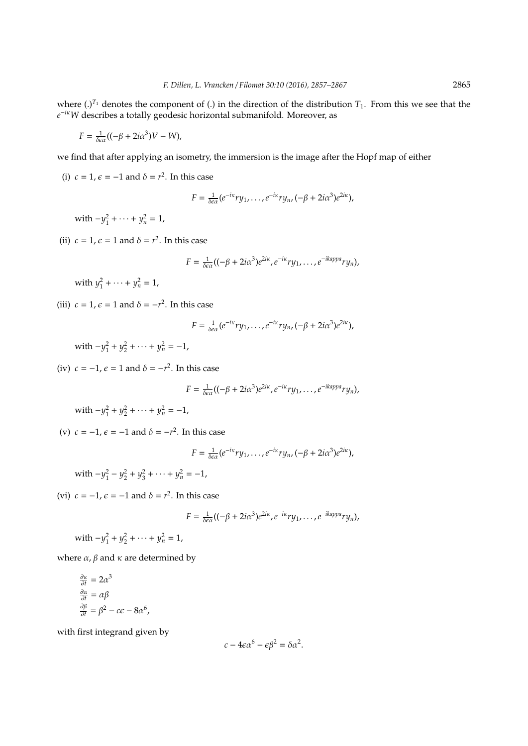where $(.)^{T_1}$ denotes the component of (.) in the direction of the distribution $T_1$. From this we see that the $e^{-i\kappa}W$ describes a totally geodesic horizontal submanifold. Moreover, as

$$F = \tfrac{1}{\delta\epsilon\alpha}((-\beta + 2i\alpha^3)V - W),$$

we find that after applying an isometry, the immersion is the image after the Hopf map of either

(i) $c = 1$, $\epsilon = -1$ and $\delta = r^2$. In this case

$$F = \tfrac{1}{\delta\epsilon\alpha}(e^{-i\kappa}ry_1, \dots, e^{-i\kappa}ry_n, (-\beta + 2i\alpha^3)e^{2i\kappa}),$$

with $-y_1^2 + \cdots + y_n^2 = 1$,

(ii) $c = 1$, $\epsilon = 1$ and $\delta = r^2$. In this case

$$F = \tfrac{1}{\delta\epsilon\alpha}((-\beta + 2i\alpha^3)e^{2i\kappa}, e^{-i\kappa}ry_1, \dots, e^{-ikappa}ry_n),$$

with $y_1^2 + \cdots + y_n^2 = 1$,

(iii) $c = 1$, $\epsilon = 1$ and $\delta = -r^2$. In this case

$$F = \tfrac{1}{\delta\epsilon\alpha}(e^{-i\kappa}ry_1, \dots, e^{-i\kappa}ry_n, (-\beta + 2i\alpha^3)e^{2i\kappa}),$$

with $-y_1^2 + y_2^2 + \cdots + y_n^2 = -1$,

(iv) $c = -1$, $\epsilon = 1$ and $\delta = -r^2$. In this case

$$F = \tfrac{1}{\delta\epsilon\alpha}((-\beta + 2i\alpha^3)e^{2i\kappa}, e^{-i\kappa}ry_1, \dots, e^{-ikappa}ry_n),$$

with $-y_1^2 + y_2^2 + \cdots + y_n^2 = -1$,

(v) $c = -1$, $\epsilon = -1$ and $\delta = -r^2$. In this case

$$F = \tfrac{1}{\delta\epsilon\alpha}(e^{-i\kappa}ry_1, \dots, e^{-i\kappa}ry_n, (-\beta + 2i\alpha^3)e^{2i\kappa}),$$

with $-y_1^2 - y_2^2 + y_3^2 + \cdots + y_n^2 = -1$,

(vi) $c = -1$, $\epsilon = -1$ and $\delta = r^2$. In this case

$$F = \tfrac{1}{\delta\epsilon\alpha}((-\beta + 2i\alpha^3)e^{2i\kappa}, e^{-i\kappa}ry_1, \dots, e^{-ikappa}ry_n),$$

with $-y_1^2 + y_2^2 + \cdots + y_n^2 = 1$,

where $\alpha$, $\beta$ and $\kappa$ are determined by

$$\begin{aligned}
\tfrac{\partial\kappa}{\partial t} &= 2\alpha^3 \\
\tfrac{\partial\alpha}{\partial t} &= \alpha\beta \\
\tfrac{\partial\beta}{\partial t} &= \beta^2 - c\epsilon - 8\alpha^6,
\end{aligned}$$

with first integrand given by

$$c - 4\epsilon\alpha^6 - \epsilon\beta^2 = \delta\alpha^2.$$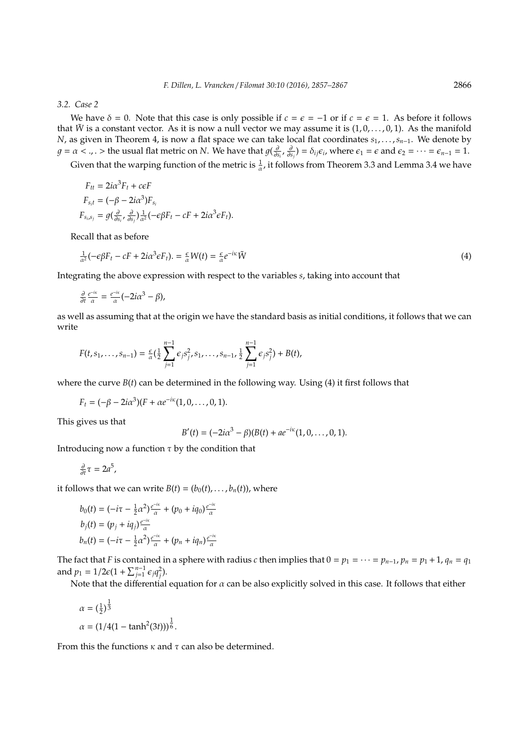### 3.2. Case 2

We have $\delta = 0$. Note that this case is only possible if $c = \epsilon = -1$ or if $c = \epsilon = 1$. As before it follows that $\tilde{W}$ is a constant vector. As it is now a null vector we may assume it is $(1, 0, \ldots, 0, 1)$. As the manifold $N$, as given in Theorem 4, is now a flat space we can take local flat coordinates $s_1, \ldots, s_{n-1}$. We denote by $g = \alpha <.,.>$ the usual flat metric on $N$. We have that $g(\frac{\partial}{\partial s_i}, \frac{\partial}{\partial s_j}) = \delta_{ij}\epsilon_i$, where $\epsilon_1 = \epsilon$ and $\epsilon_2 = \cdots = \epsilon_{n-1} = 1$.

Given that the warping function of the metric is $\frac{1}{\alpha}$, it follows from Theorem 3.3 and Lemma 3.4 we have

$$F_{tt} = 2i\alpha^3 F_t + c\epsilon F$$

$$F_{s_i t} = (-\beta - 2i\alpha^3)F_{s_i}$$

$$F_{s_i, s_j} = g(\tfrac{\partial}{\partial s_i}, \tfrac{\partial}{\partial s_j})\tfrac{1}{\alpha^2}(-\epsilon\beta F_t - cF + 2i\alpha^3\epsilon F_t).$$

Recall that as before

$$\tfrac{1}{\alpha^2}(-\epsilon\beta F_t - cF + 2i\alpha^3\epsilon F_t). = \tfrac{\epsilon}{\alpha}W(t) = \tfrac{\epsilon}{\alpha}e^{-i\kappa}\tilde{W} \tag{4}$$

Integrating the above expression with respect to the variables $s$, taking into account that

$$\tfrac{\partial}{\partial t}\tfrac{e^{-i\kappa}}{\alpha} = \tfrac{e^{-i\kappa}}{\alpha}(-2i\alpha^3 - \beta),$$

as well as assuming that at the origin we have the standard basis as initial conditions, it follows that we can write

$$F(t, s_1, \ldots, s_{n-1}) = \tfrac{\epsilon}{\alpha}(\tfrac{1}{2}\sum_{j=1}^{n-1}\epsilon_j s_j^2, s_1, \ldots, s_{n-1}, \tfrac{1}{2}\sum_{j=1}^{n-1}\epsilon_j s_j^2) + B(t),$$

where the curve $B(t)$ can be determined in the following way. Using (4) it first follows that

$$F_t = (-\beta - 2i\alpha^3)(F + \alpha e^{-i\kappa}(1, 0, \ldots, 0, 1).$$

This gives us that

$$B'(t) = (-2i\alpha^3 - \beta)(B(t) + ae^{-i\kappa}(1, 0, \ldots, 0, 1).$$

Introducing now a function $\tau$ by the condition that

$$\tfrac{\partial}{\partial t}\tau = 2a^5,$$

it follows that we can write $B(t) = (b_0(t), \ldots, b_n(t))$, where

$$b_0(t) = (-i\tau - \tfrac{1}{2}\alpha^2)\tfrac{e^{-i\kappa}}{\alpha} + (p_0 + iq_0)\tfrac{e^{-i\kappa}}{\alpha}$$

$$b_j(t) = (p_j + iq_j)\tfrac{e^{-i\kappa}}{\alpha}$$

$$b_n(t) = (-i\tau - \tfrac{1}{2}\alpha^2)\tfrac{e^{-i\kappa}}{\alpha} + (p_n + iq_n)\tfrac{e^{-i\kappa}}{\alpha}$$

The fact that $F$ is contained in a sphere with radius $c$ then implies that $0 = p_1 = \cdots = p_{n-1}$, $p_n = p_1 + 1$, $q_n = q_1$ and $p_1 = 1/2\epsilon(1 + \sum_{j=1}^{n-1}\epsilon_j q_j^2)$.

Note that the differential equation for $\alpha$ can be also explicitly solved in this case. It follows that either

$$\alpha = (\tfrac{1}{2})^{\frac{1}{3}}$$

$$\alpha = (1/4(1 - \tanh^2(3t)))^{\frac{1}{6}}.$$

From this the functions $\kappa$ and $\tau$ can also be determined.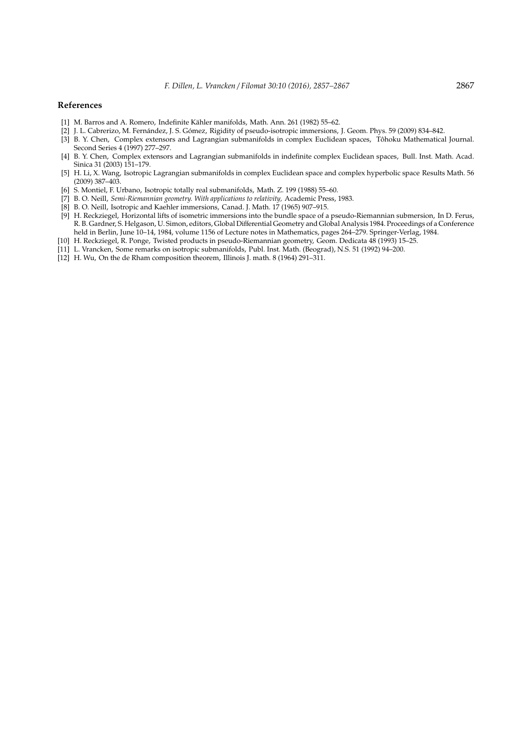## References

[1] M. Barros and A. Romero, Indefinite Kähler manifolds, Math. Ann. 261 (1982) 55–62.

[2] J. L. Cabrerizo, M. Fernández, J. S. Gómez, Rigidity of pseudo-isotropic immersions, J. Geom. Phys. 59 (2009) 834–842.

[3] B. Y. Chen, Complex extensors and Lagrangian submanifolds in complex Euclidean spaces, Tôhoku Mathematical Journal. Second Series 4 (1997) 277–297.

[4] B. Y. Chen, Complex extensors and Lagrangian submanifolds in indefinite complex Euclidean spaces, Bull. Inst. Math. Acad. Sinica 31 (2003) 151–179.

[5] H. Li, X. Wang, Isotropic Lagrangian submanifolds in complex Euclidean space and complex hyperbolic space Results Math. 56 (2009) 387–403.

[6] S. Montiel, F. Urbano, Isotropic totally real submanifolds, Math. Z. 199 (1988) 55–60.

[7] B. O. Neill, *Semi-Riemannian geometry. With applications to relativity*, Academic Press, 1983.

[8] B. O. Neill, Isotropic and Kaehler immersions, Canad. J. Math. 17 (1965) 907–915.

[9] H. Reckziegel, Horizontal lifts of isometric immersions into the bundle space of a pseudo-Riemannian submersion, In D. Ferus, R. B. Gardner, S. Helgason, U. Simon, editors, Global Differential Geometry and Global Analysis 1984. Proceedings of a Conference held in Berlin, June 10–14, 1984, volume 1156 of Lecture notes in Mathematics, pages 264–279. Springer-Verlag, 1984.

[10] H. Reckziegel, R. Ponge, Twisted products in pseudo-Riemannian geometry, Geom. Dedicata 48 (1993) 15–25.

[11] L. Vrancken, Some remarks on isotropic submanifolds, Publ. Inst. Math. (Beograd), N.S. 51 (1992) 94–200.

[12] H. Wu, On the de Rham composition theorem, Illinois J. math. 8 (1964) 291–311.